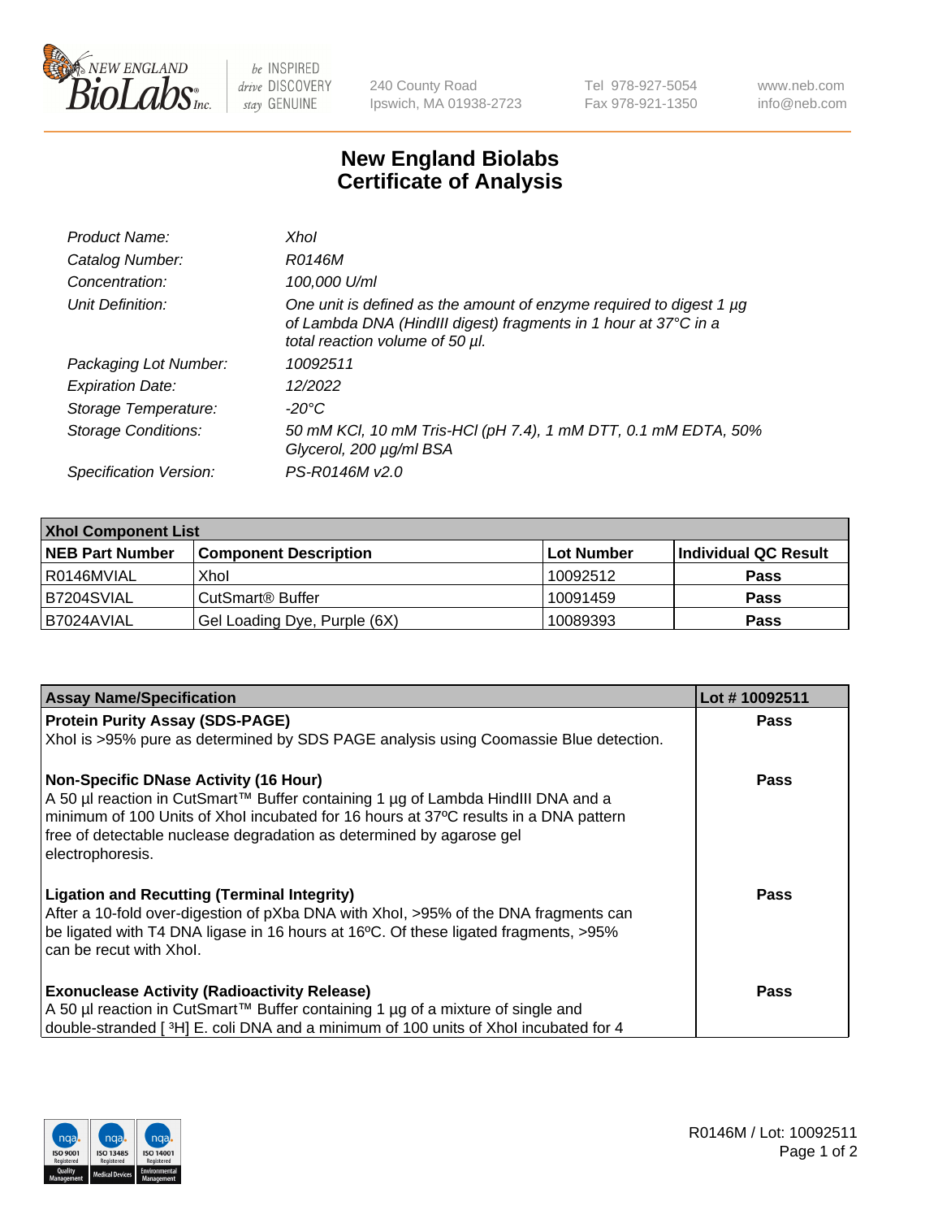New England Biolabs — be INSPIRED drive DISCOVERY stay GENUINE

240 County Road
Ipswich, MA 01938-2723

Tel 978-927-5054
Fax 978-921-1350

www.neb.com
info@neb.com

# New England Biolabs Certificate of Analysis

| | |
|---|---|
| *Product Name:* | *XhoI* |
| *Catalog Number:* | *R0146M* |
| *Concentration:* | *100,000 U/ml* |
| *Unit Definition:* | *One unit is defined as the amount of enzyme required to digest 1 µg of Lambda DNA (HindIII digest) fragments in 1 hour at 37°C in a total reaction volume of 50 µl.* |
| *Packaging Lot Number:* | *10092511* |
| *Expiration Date:* | *12/2022* |
| *Storage Temperature:* | *-20°C* |
| *Storage Conditions:* | *50 mM KCl, 10 mM Tris-HCl (pH 7.4), 1 mM DTT, 0.1 mM EDTA, 50% Glycerol, 200 µg/ml BSA* |
| *Specification Version:* | *PS-R0146M v2.0* |

| XhoI Component List | | | |
|---|---|---|---|
| **NEB Part Number** | **Component Description** | **Lot Number** | **Individual QC Result** |
| R0146MVIAL | XhoI | 10092512 | **Pass** |
| B7204SVIAL | CutSmart® Buffer | 10091459 | **Pass** |
| B7024AVIAL | Gel Loading Dye, Purple (6X) | 10089393 | **Pass** |

| Assay Name/Specification | Lot # 10092511 |
|---|---|
| **Protein Purity Assay (SDS-PAGE)**<br>XhoI is >95% pure as determined by SDS PAGE analysis using Coomassie Blue detection. | **Pass** |
| **Non-Specific DNase Activity (16 Hour)**<br>A 50 µl reaction in CutSmart™ Buffer containing 1 µg of Lambda HindIII DNA and a minimum of 100 Units of XhoI incubated for 16 hours at 37ºC results in a DNA pattern free of detectable nuclease degradation as determined by agarose gel electrophoresis. | **Pass** |
| **Ligation and Recutting (Terminal Integrity)**<br>After a 10-fold over-digestion of pXba DNA with XhoI, >95% of the DNA fragments can be ligated with T4 DNA ligase in 16 hours at 16ºC. Of these ligated fragments, >95% can be recut with XhoI. | **Pass** |
| **Exonuclease Activity (Radioactivity Release)**<br>A 50 µl reaction in CutSmart™ Buffer containing 1 µg of a mixture of single and double-stranded [ $^3$H] E. coli DNA and a minimum of 100 units of XhoI incubated for 4 | **Pass** |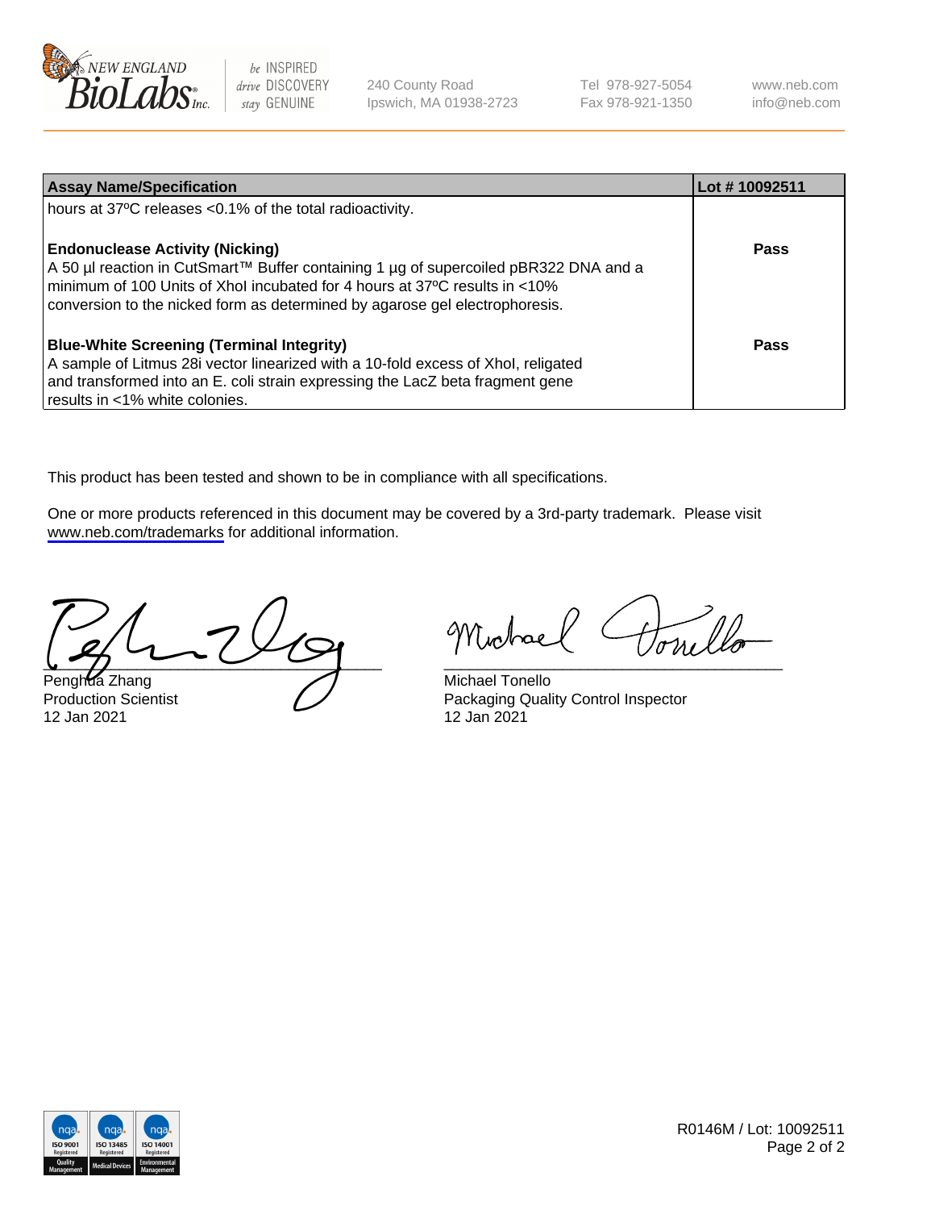| Assay Name/Specification | Lot # 10092511 |
| --- | --- |
| hours at 37ºC releases <0.1% of the total radioactivity. | |
| **Endonuclease Activity (Nicking)**<br>A 50 µl reaction in CutSmart™ Buffer containing 1 µg of supercoiled pBR322 DNA and a minimum of 100 Units of XhoI incubated for 4 hours at 37ºC results in <10% conversion to the nicked form as determined by agarose gel electrophoresis. | **Pass** |
| **Blue-White Screening (Terminal Integrity)**<br>A sample of Litmus 28i vector linearized with a 10-fold excess of XhoI, religated and transformed into an E. coli strain expressing the LacZ beta fragment gene results in <1% white colonies. | **Pass** |

This product has been tested and shown to be in compliance with all specifications.

One or more products referenced in this document may be covered by a 3rd-party trademark. Please visit www.neb.com/trademarks for additional information.

Penghua Zhang
Production Scientist
12 Jan 2021

Michael Tonello
Packaging Quality Control Inspector
12 Jan 2021

R0146M / Lot: 10092511